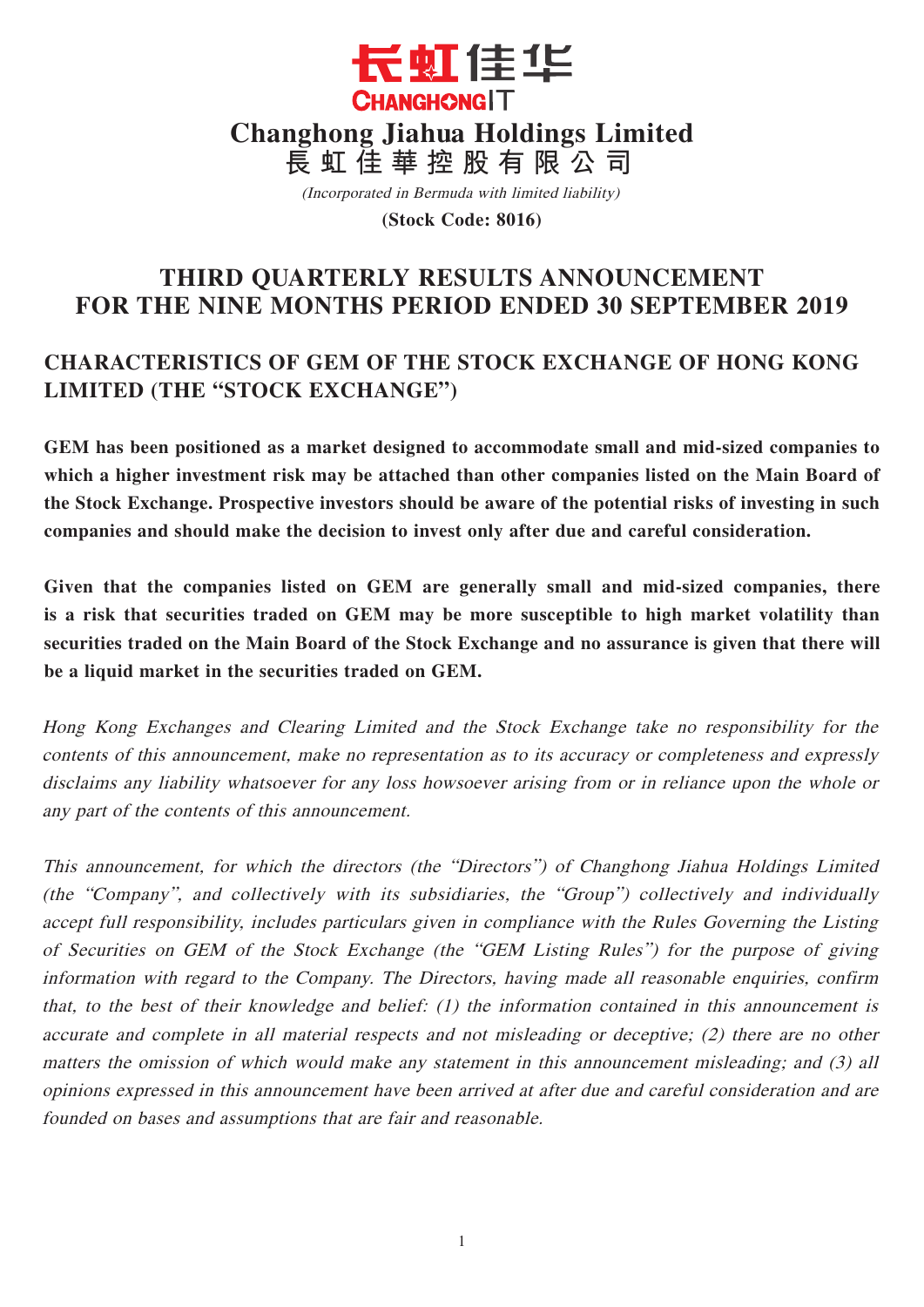长虹佳华

CHANGHONGIT

# Changhong Jiahua Holdings Limited
# 長虹佳華控股有限公司

*(Incorporated in Bermuda with limited liability)*

**(Stock Code: 8016)**

## THIRD QUARTERLY RESULTS ANNOUNCEMENT FOR THE NINE MONTHS PERIOD ENDED 30 SEPTEMBER 2019

## CHARACTERISTICS OF GEM OF THE STOCK EXCHANGE OF HONG KONG LIMITED (THE "STOCK EXCHANGE")

**GEM has been positioned as a market designed to accommodate small and mid-sized companies to which a higher investment risk may be attached than other companies listed on the Main Board of the Stock Exchange. Prospective investors should be aware of the potential risks of investing in such companies and should make the decision to invest only after due and careful consideration.**

**Given that the companies listed on GEM are generally small and mid-sized companies, there is a risk that securities traded on GEM may be more susceptible to high market volatility than securities traded on the Main Board of the Stock Exchange and no assurance is given that there will be a liquid market in the securities traded on GEM.**

*Hong Kong Exchanges and Clearing Limited and the Stock Exchange take no responsibility for the contents of this announcement, make no representation as to its accuracy or completeness and expressly disclaims any liability whatsoever for any loss howsoever arising from or in reliance upon the whole or any part of the contents of this announcement.*

*This announcement, for which the directors (the "Directors") of Changhong Jiahua Holdings Limited (the "Company", and collectively with its subsidiaries, the "Group") collectively and individually accept full responsibility, includes particulars given in compliance with the Rules Governing the Listing of Securities on GEM of the Stock Exchange (the "GEM Listing Rules") for the purpose of giving information with regard to the Company. The Directors, having made all reasonable enquiries, confirm that, to the best of their knowledge and belief: (1) the information contained in this announcement is accurate and complete in all material respects and not misleading or deceptive; (2) there are no other matters the omission of which would make any statement in this announcement misleading; and (3) all opinions expressed in this announcement have been arrived at after due and careful consideration and are founded on bases and assumptions that are fair and reasonable.*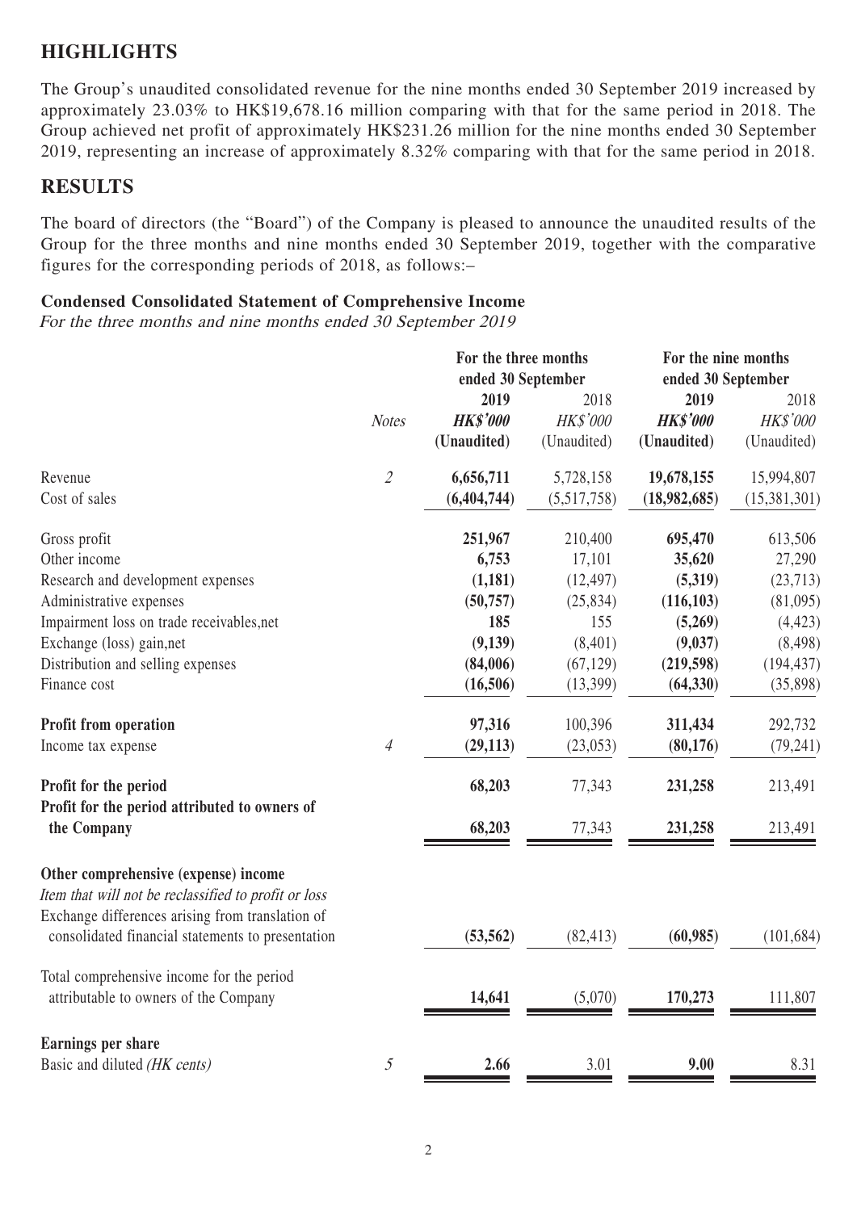## HIGHLIGHTS

The Group's unaudited consolidated revenue for the nine months ended 30 September 2019 increased by approximately 23.03% to HK$19,678.16 million comparing with that for the same period in 2018. The Group achieved net profit of approximately HK$231.26 million for the nine months ended 30 September 2019, representing an increase of approximately 8.32% comparing with that for the same period in 2018.

## RESULTS

The board of directors (the "Board") of the Company is pleased to announce the unaudited results of the Group for the three months and nine months ended 30 September 2019, together with the comparative figures for the corresponding periods of 2018, as follows:–

### Condensed Consolidated Statement of Comprehensive Income

*For the three months and nine months ended 30 September 2019*

| | | For the three months ended 30 September | | For the nine months ended 30 September | |
|---|---|---|---|---|---|
| | | **2019** | 2018 | **2019** | 2018 |
| | *Notes* | ***HK$'000*** | *HK$'000* | ***HK$'000*** | *HK$'000* |
| | | **(Unaudited)** | (Unaudited) | **(Unaudited)** | (Unaudited) |
| Revenue | *2* | **6,656,711** | 5,728,158 | **19,678,155** | 15,994,807 |
| Cost of sales | | **(6,404,744)** | (5,517,758) | **(18,982,685)** | (15,381,301) |
| Gross profit | | **251,967** | 210,400 | **695,470** | 613,506 |
| Other income | | **6,753** | 17,101 | **35,620** | 27,290 |
| Research and development expenses | | **(1,181)** | (12,497) | **(5,319)** | (23,713) |
| Administrative expenses | | **(50,757)** | (25,834) | **(116,103)** | (81,095) |
| Impairment loss on trade receivables,net | | **185** | 155 | **(5,269)** | (4,423) |
| Exchange (loss) gain,net | | **(9,139)** | (8,401) | **(9,037)** | (8,498) |
| Distribution and selling expenses | | **(84,006)** | (67,129) | **(219,598)** | (194,437) |
| Finance cost | | **(16,506)** | (13,399) | **(64,330)** | (35,898) |
| **Profit from operation** | | **97,316** | 100,396 | **311,434** | 292,732 |
| Income tax expense | *4* | **(29,113)** | (23,053) | **(80,176)** | (79,241) |
| **Profit for the period** | | **68,203** | 77,343 | **231,258** | 213,491 |
| **Profit for the period attributed to owners of the Company** | | **68,203** | 77,343 | **231,258** | 213,491 |
| **Other comprehensive (expense) income** | | | | | |
| *Item that will not be reclassified to profit or loss* | | | | | |
| Exchange differences arising from translation of consolidated financial statements to presentation | | **(53,562)** | (82,413) | **(60,985)** | (101,684) |
| Total comprehensive income for the period attributable to owners of the Company | | **14,641** | (5,070) | **170,273** | 111,807 |
| **Earnings per share** | | | | | |
| Basic and diluted *(HK cents)* | *5* | **2.66** | 3.01 | **9.00** | 8.31 |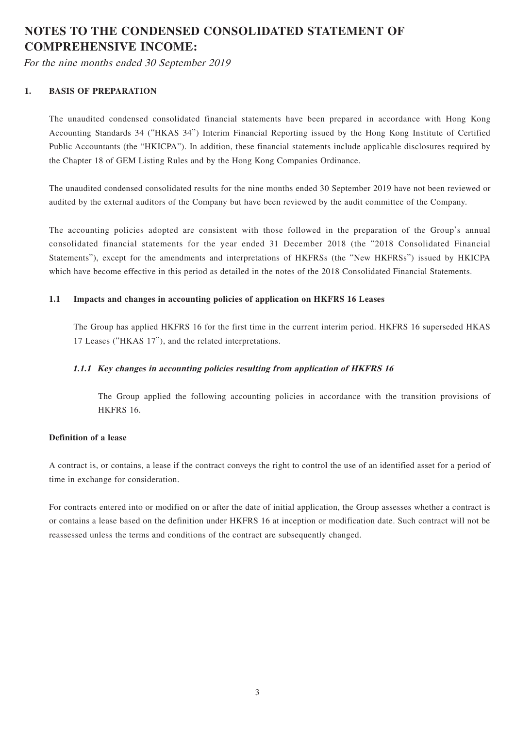# NOTES TO THE CONDENSED CONSOLIDATED STATEMENT OF COMPREHENSIVE INCOME:

*For the nine months ended 30 September 2019*

## 1. BASIS OF PREPARATION

The unaudited condensed consolidated financial statements have been prepared in accordance with Hong Kong Accounting Standards 34 ("HKAS 34") Interim Financial Reporting issued by the Hong Kong Institute of Certified Public Accountants (the "HKICPA"). In addition, these financial statements include applicable disclosures required by the Chapter 18 of GEM Listing Rules and by the Hong Kong Companies Ordinance.

The unaudited condensed consolidated results for the nine months ended 30 September 2019 have not been reviewed or audited by the external auditors of the Company but have been reviewed by the audit committee of the Company.

The accounting policies adopted are consistent with those followed in the preparation of the Group's annual consolidated financial statements for the year ended 31 December 2018 (the "2018 Consolidated Financial Statements"), except for the amendments and interpretations of HKFRSs (the "New HKFRSs") issued by HKICPA which have become effective in this period as detailed in the notes of the 2018 Consolidated Financial Statements.

### 1.1 Impacts and changes in accounting policies of application on HKFRS 16 Leases

The Group has applied HKFRS 16 for the first time in the current interim period. HKFRS 16 superseded HKAS 17 Leases ("HKAS 17"), and the related interpretations.

#### *1.1.1 Key changes in accounting policies resulting from application of HKFRS 16*

The Group applied the following accounting policies in accordance with the transition provisions of HKFRS 16.

**Definition of a lease**

A contract is, or contains, a lease if the contract conveys the right to control the use of an identified asset for a period of time in exchange for consideration.

For contracts entered into or modified on or after the date of initial application, the Group assesses whether a contract is or contains a lease based on the definition under HKFRS 16 at inception or modification date. Such contract will not be reassessed unless the terms and conditions of the contract are subsequently changed.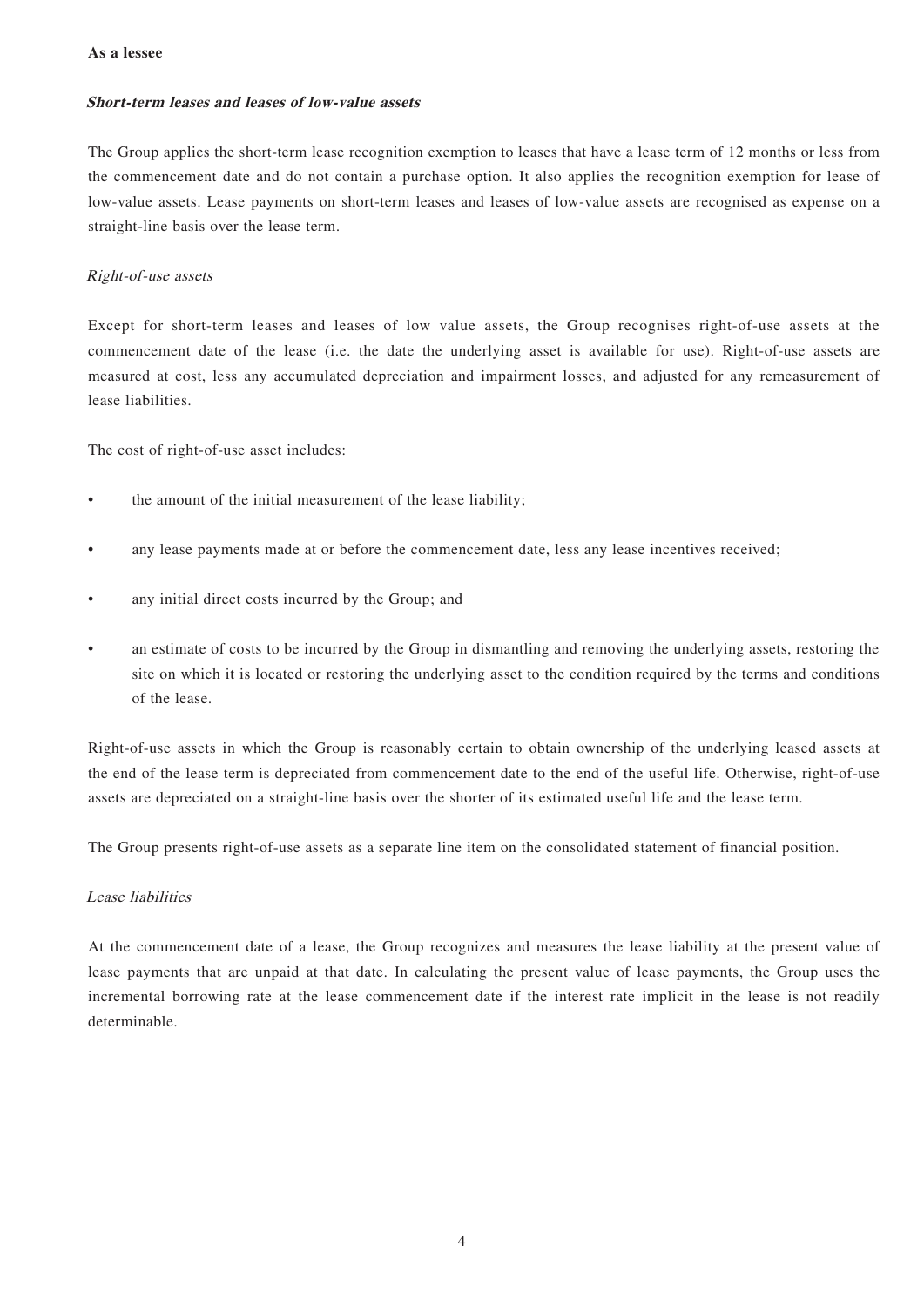**As a lessee**

***Short-term leases and leases of low-value assets***

The Group applies the short-term lease recognition exemption to leases that have a lease term of 12 months or less from the commencement date and do not contain a purchase option. It also applies the recognition exemption for lease of low-value assets. Lease payments on short-term leases and leases of low-value assets are recognised as expense on a straight-line basis over the lease term.

*Right-of-use assets*

Except for short-term leases and leases of low value assets, the Group recognises right-of-use assets at the commencement date of the lease (i.e. the date the underlying asset is available for use). Right-of-use assets are measured at cost, less any accumulated depreciation and impairment losses, and adjusted for any remeasurement of lease liabilities.

The cost of right-of-use asset includes:

- the amount of the initial measurement of the lease liability;
- any lease payments made at or before the commencement date, less any lease incentives received;
- any initial direct costs incurred by the Group; and
- an estimate of costs to be incurred by the Group in dismantling and removing the underlying assets, restoring the site on which it is located or restoring the underlying asset to the condition required by the terms and conditions of the lease.

Right-of-use assets in which the Group is reasonably certain to obtain ownership of the underlying leased assets at the end of the lease term is depreciated from commencement date to the end of the useful life. Otherwise, right-of-use assets are depreciated on a straight-line basis over the shorter of its estimated useful life and the lease term.

The Group presents right-of-use assets as a separate line item on the consolidated statement of financial position.

*Lease liabilities*

At the commencement date of a lease, the Group recognizes and measures the lease liability at the present value of lease payments that are unpaid at that date. In calculating the present value of lease payments, the Group uses the incremental borrowing rate at the lease commencement date if the interest rate implicit in the lease is not readily determinable.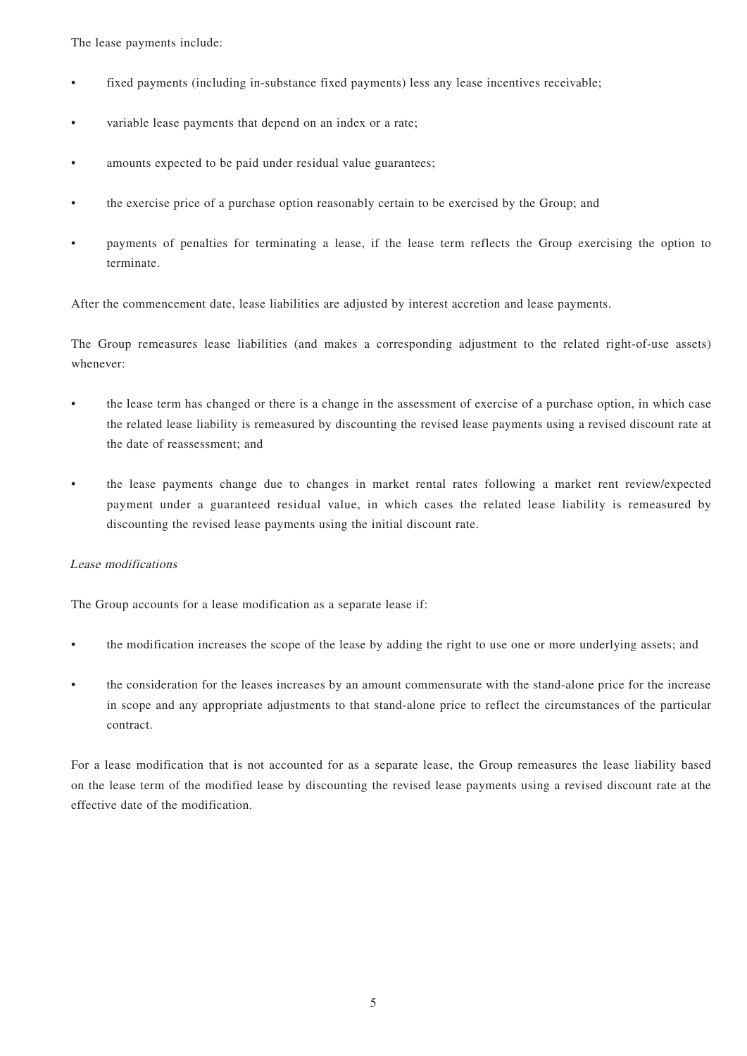The lease payments include:

- fixed payments (including in-substance fixed payments) less any lease incentives receivable;
- variable lease payments that depend on an index or a rate;
- amounts expected to be paid under residual value guarantees;
- the exercise price of a purchase option reasonably certain to be exercised by the Group; and
- payments of penalties for terminating a lease, if the lease term reflects the Group exercising the option to terminate.

After the commencement date, lease liabilities are adjusted by interest accretion and lease payments.

The Group remeasures lease liabilities (and makes a corresponding adjustment to the related right-of-use assets) whenever:

- the lease term has changed or there is a change in the assessment of exercise of a purchase option, in which case the related lease liability is remeasured by discounting the revised lease payments using a revised discount rate at the date of reassessment; and
- the lease payments change due to changes in market rental rates following a market rent review/expected payment under a guaranteed residual value, in which cases the related lease liability is remeasured by discounting the revised lease payments using the initial discount rate.

*Lease modifications*

The Group accounts for a lease modification as a separate lease if:

- the modification increases the scope of the lease by adding the right to use one or more underlying assets; and
- the consideration for the leases increases by an amount commensurate with the stand-alone price for the increase in scope and any appropriate adjustments to that stand-alone price to reflect the circumstances of the particular contract.

For a lease modification that is not accounted for as a separate lease, the Group remeasures the lease liability based on the lease term of the modified lease by discounting the revised lease payments using a revised discount rate at the effective date of the modification.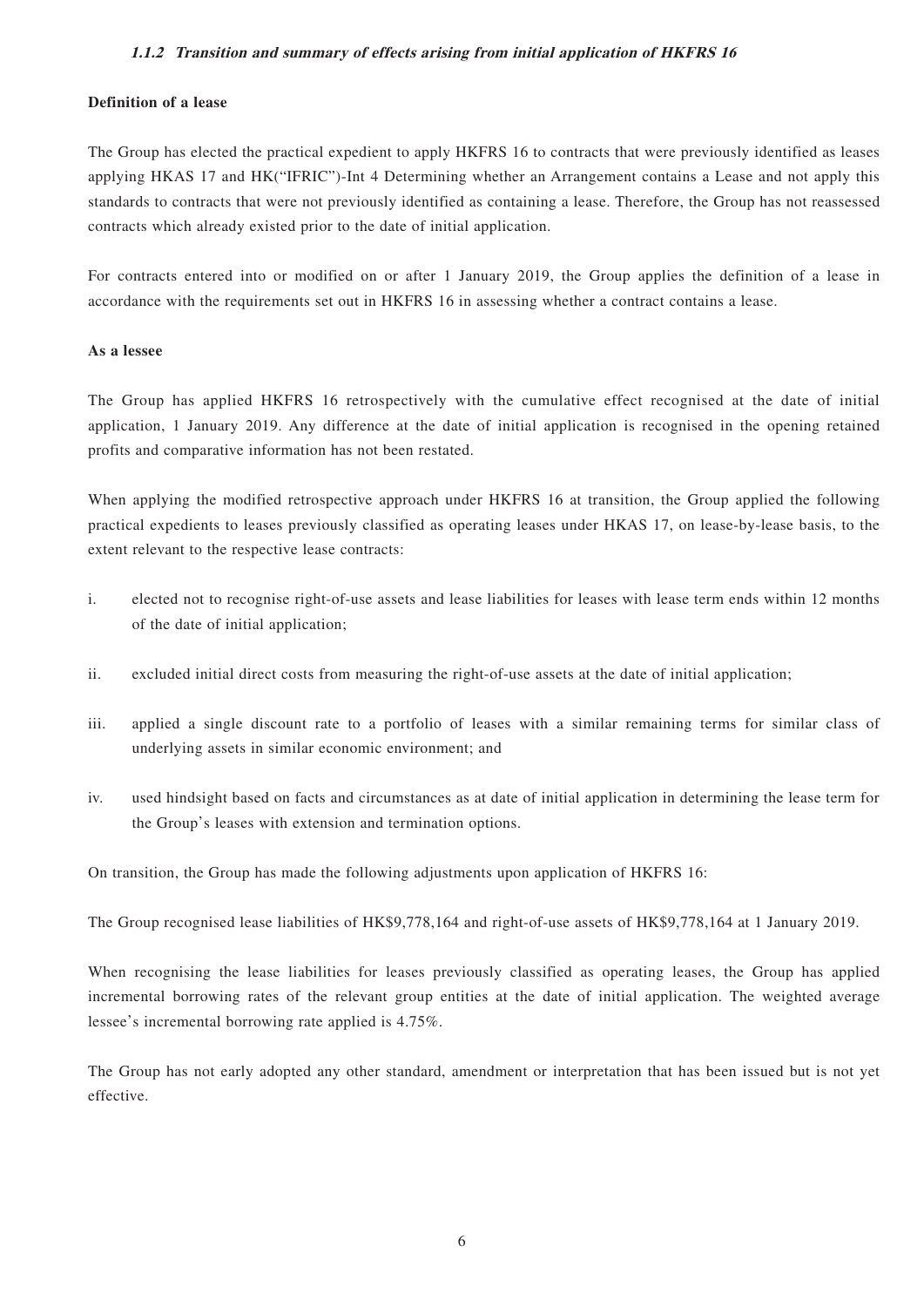### *1.1.2 Transition and summary of effects arising from initial application of HKFRS 16*

**Definition of a lease**

The Group has elected the practical expedient to apply HKFRS 16 to contracts that were previously identified as leases applying HKAS 17 and HK("IFRIC")-Int 4 Determining whether an Arrangement contains a Lease and not apply this standards to contracts that were not previously identified as containing a lease. Therefore, the Group has not reassessed contracts which already existed prior to the date of initial application.

For contracts entered into or modified on or after 1 January 2019, the Group applies the definition of a lease in accordance with the requirements set out in HKFRS 16 in assessing whether a contract contains a lease.

**As a lessee**

The Group has applied HKFRS 16 retrospectively with the cumulative effect recognised at the date of initial application, 1 January 2019. Any difference at the date of initial application is recognised in the opening retained profits and comparative information has not been restated.

When applying the modified retrospective approach under HKFRS 16 at transition, the Group applied the following practical expedients to leases previously classified as operating leases under HKAS 17, on lease-by-lease basis, to the extent relevant to the respective lease contracts:

i. elected not to recognise right-of-use assets and lease liabilities for leases with lease term ends within 12 months of the date of initial application;

ii. excluded initial direct costs from measuring the right-of-use assets at the date of initial application;

iii. applied a single discount rate to a portfolio of leases with a similar remaining terms for similar class of underlying assets in similar economic environment; and

iv. used hindsight based on facts and circumstances as at date of initial application in determining the lease term for the Group's leases with extension and termination options.

On transition, the Group has made the following adjustments upon application of HKFRS 16:

The Group recognised lease liabilities of HK$9,778,164 and right-of-use assets of HK$9,778,164 at 1 January 2019.

When recognising the lease liabilities for leases previously classified as operating leases, the Group has applied incremental borrowing rates of the relevant group entities at the date of initial application. The weighted average lessee's incremental borrowing rate applied is 4.75%.

The Group has not early adopted any other standard, amendment or interpretation that has been issued but is not yet effective.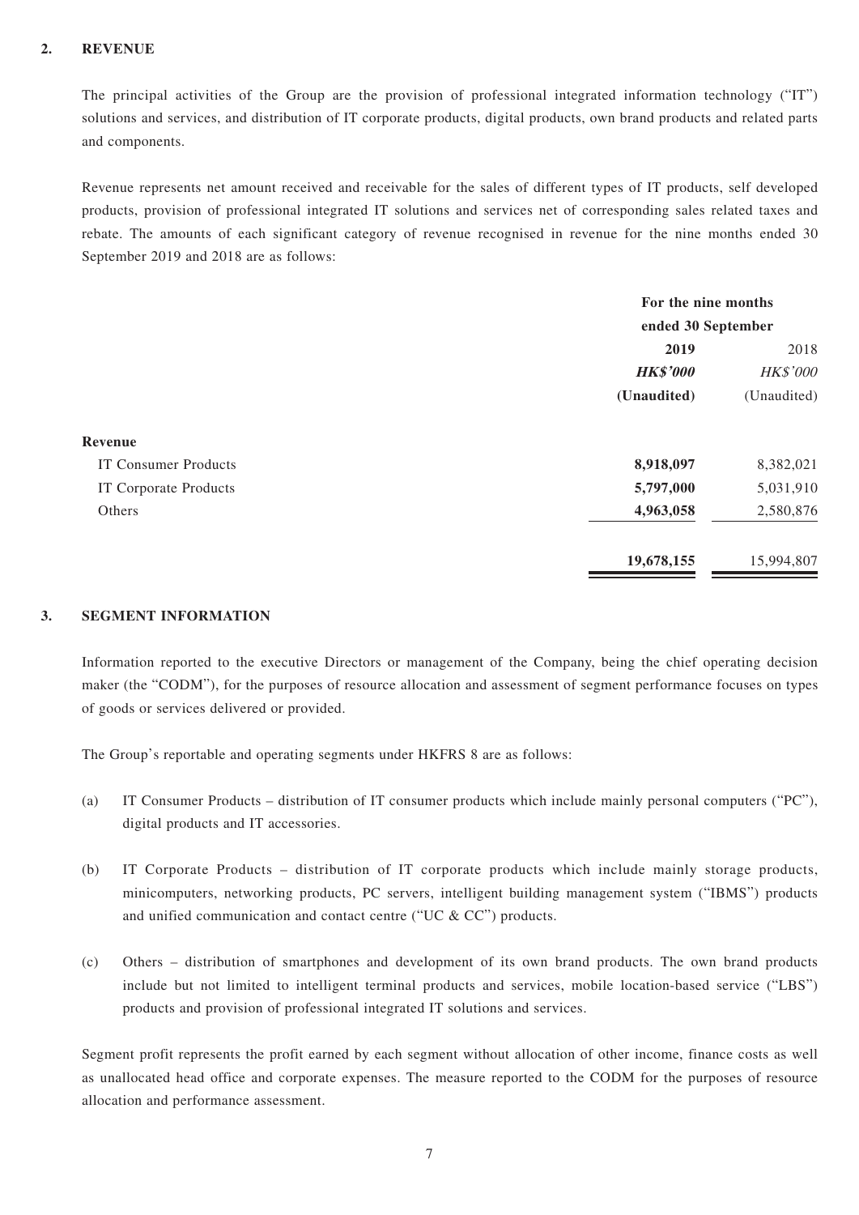## 2. REVENUE

The principal activities of the Group are the provision of professional integrated information technology ("IT") solutions and services, and distribution of IT corporate products, digital products, own brand products and related parts and components.

Revenue represents net amount received and receivable for the sales of different types of IT products, self developed products, provision of professional integrated IT solutions and services net of corresponding sales related taxes and rebate. The amounts of each significant category of revenue recognised in revenue for the nine months ended 30 September 2019 and 2018 are as follows:

| | For the nine months ended 30 September | |
|---|---|---|
| | **2019** | 2018 |
| | ***HK$'000*** | *HK$'000* |
| | **(Unaudited)** | (Unaudited) |
| **Revenue** | | |
| IT Consumer Products | **8,918,097** | 8,382,021 |
| IT Corporate Products | **5,797,000** | 5,031,910 |
| Others | **4,963,058** | 2,580,876 |
| | **19,678,155** | 15,994,807 |

## 3. SEGMENT INFORMATION

Information reported to the executive Directors or management of the Company, being the chief operating decision maker (the "CODM"), for the purposes of resource allocation and assessment of segment performance focuses on types of goods or services delivered or provided.

The Group's reportable and operating segments under HKFRS 8 are as follows:

(a) IT Consumer Products – distribution of IT consumer products which include mainly personal computers ("PC"), digital products and IT accessories.

(b) IT Corporate Products – distribution of IT corporate products which include mainly storage products, minicomputers, networking products, PC servers, intelligent building management system ("IBMS") products and unified communication and contact centre ("UC & CC") products.

(c) Others – distribution of smartphones and development of its own brand products. The own brand products include but not limited to intelligent terminal products and services, mobile location-based service ("LBS") products and provision of professional integrated IT solutions and services.

Segment profit represents the profit earned by each segment without allocation of other income, finance costs as well as unallocated head office and corporate expenses. The measure reported to the CODM for the purposes of resource allocation and performance assessment.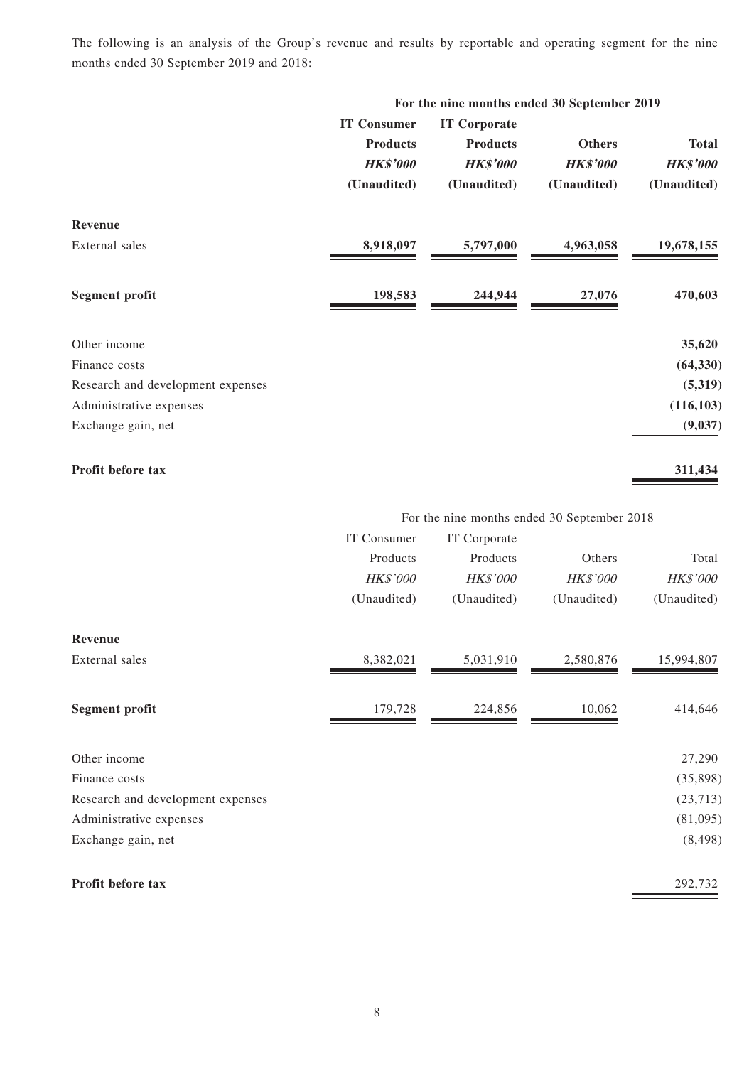The following is an analysis of the Group's revenue and results by reportable and operating segment for the nine months ended 30 September 2019 and 2018:

| | **For the nine months ended 30 September 2019** | | | |
|---|---|---|---|---|
| | **IT Consumer Products** | **IT Corporate Products** | **Others** | **Total** |
| | ***HK$'000*** | ***HK$'000*** | ***HK$'000*** | ***HK$'000*** |
| | **(Unaudited)** | **(Unaudited)** | **(Unaudited)** | **(Unaudited)** |
| **Revenue** | | | | |
| External sales | **8,918,097** | **5,797,000** | **4,963,058** | **19,678,155** |
| **Segment profit** | **198,583** | **244,944** | **27,076** | **470,603** |
| Other income | | | | **35,620** |
| Finance costs | | | | **(64,330)** |
| Research and development expenses | | | | **(5,319)** |
| Administrative expenses | | | | **(116,103)** |
| Exchange gain, net | | | | **(9,037)** |
| **Profit before tax** | | | | **311,434** |

| | For the nine months ended 30 September 2018 | | | |
|---|---|---|---|---|
| | IT Consumer Products | IT Corporate Products | Others | Total |
| | *HK$'000* | *HK$'000* | *HK$'000* | *HK$'000* |
| | (Unaudited) | (Unaudited) | (Unaudited) | (Unaudited) |
| **Revenue** | | | | |
| External sales | 8,382,021 | 5,031,910 | 2,580,876 | 15,994,807 |
| **Segment profit** | 179,728 | 224,856 | 10,062 | 414,646 |
| Other income | | | | 27,290 |
| Finance costs | | | | (35,898) |
| Research and development expenses | | | | (23,713) |
| Administrative expenses | | | | (81,095) |
| Exchange gain, net | | | | (8,498) |
| **Profit before tax** | | | | 292,732 |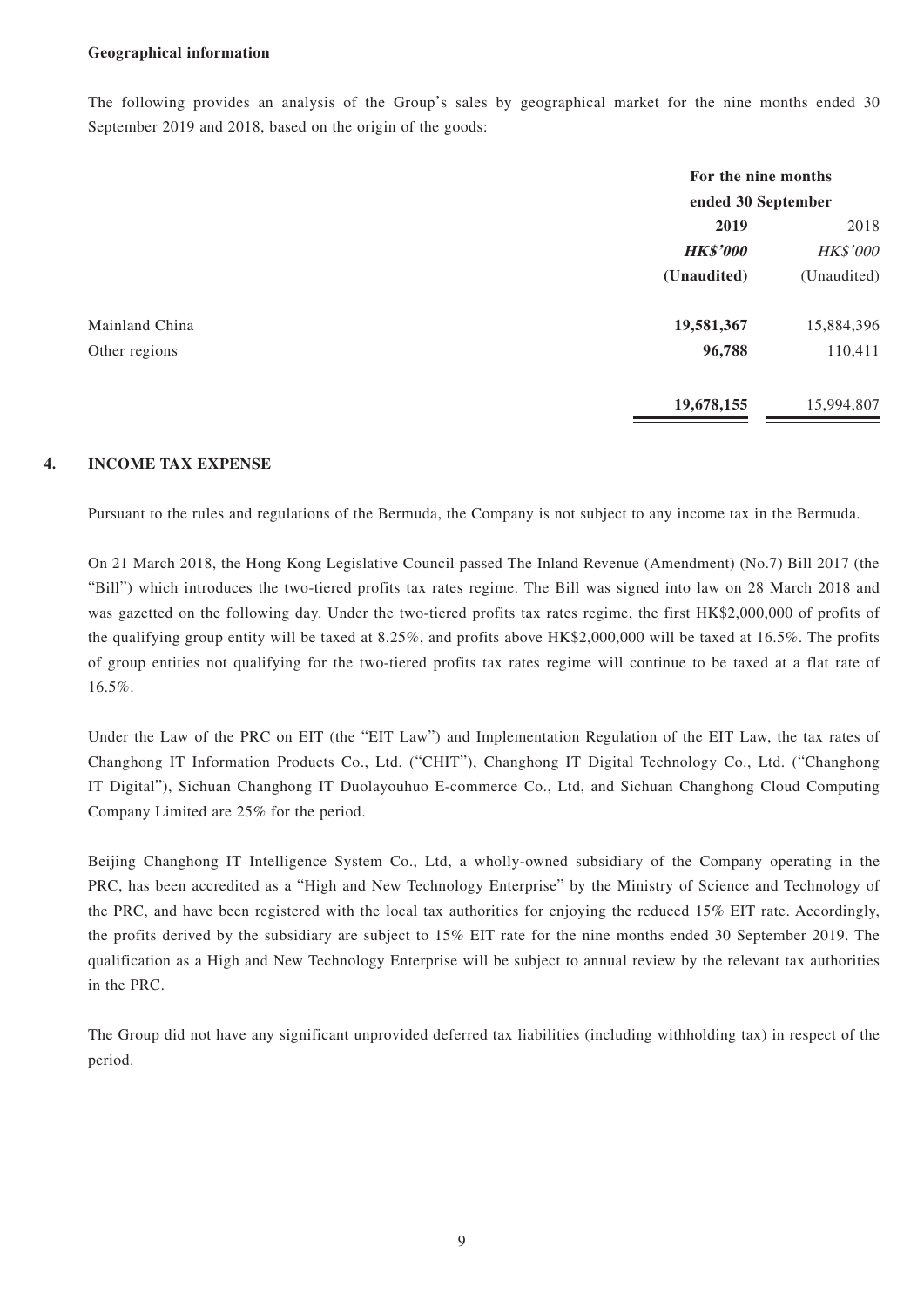**Geographical information**

The following provides an analysis of the Group's sales by geographical market for the nine months ended 30 September 2019 and 2018, based on the origin of the goods:

| | For the nine months ended 30 September | |
|---|---|---|
| | **2019** | 2018 |
| | ***HK$'000*** | *HK$'000* |
| | **(Unaudited)** | (Unaudited) |
| Mainland China | **19,581,367** | 15,884,396 |
| Other regions | **96,788** | 110,411 |
| | **19,678,155** | 15,994,807 |

## 4. INCOME TAX EXPENSE

Pursuant to the rules and regulations of the Bermuda, the Company is not subject to any income tax in the Bermuda.

On 21 March 2018, the Hong Kong Legislative Council passed The Inland Revenue (Amendment) (No.7) Bill 2017 (the "Bill") which introduces the two-tiered profits tax rates regime. The Bill was signed into law on 28 March 2018 and was gazetted on the following day. Under the two-tiered profits tax rates regime, the first HK$2,000,000 of profits of the qualifying group entity will be taxed at 8.25%, and profits above HK$2,000,000 will be taxed at 16.5%. The profits of group entities not qualifying for the two-tiered profits tax rates regime will continue to be taxed at a flat rate of 16.5%.

Under the Law of the PRC on EIT (the "EIT Law") and Implementation Regulation of the EIT Law, the tax rates of Changhong IT Information Products Co., Ltd. ("CHIT"), Changhong IT Digital Technology Co., Ltd. ("Changhong IT Digital"), Sichuan Changhong IT Duolayouhuo E-commerce Co., Ltd, and Sichuan Changhong Cloud Computing Company Limited are 25% for the period.

Beijing Changhong IT Intelligence System Co., Ltd, a wholly-owned subsidiary of the Company operating in the PRC, has been accredited as a "High and New Technology Enterprise" by the Ministry of Science and Technology of the PRC, and have been registered with the local tax authorities for enjoying the reduced 15% EIT rate. Accordingly, the profits derived by the subsidiary are subject to 15% EIT rate for the nine months ended 30 September 2019. The qualification as a High and New Technology Enterprise will be subject to annual review by the relevant tax authorities in the PRC.

The Group did not have any significant unprovided deferred tax liabilities (including withholding tax) in respect of the period.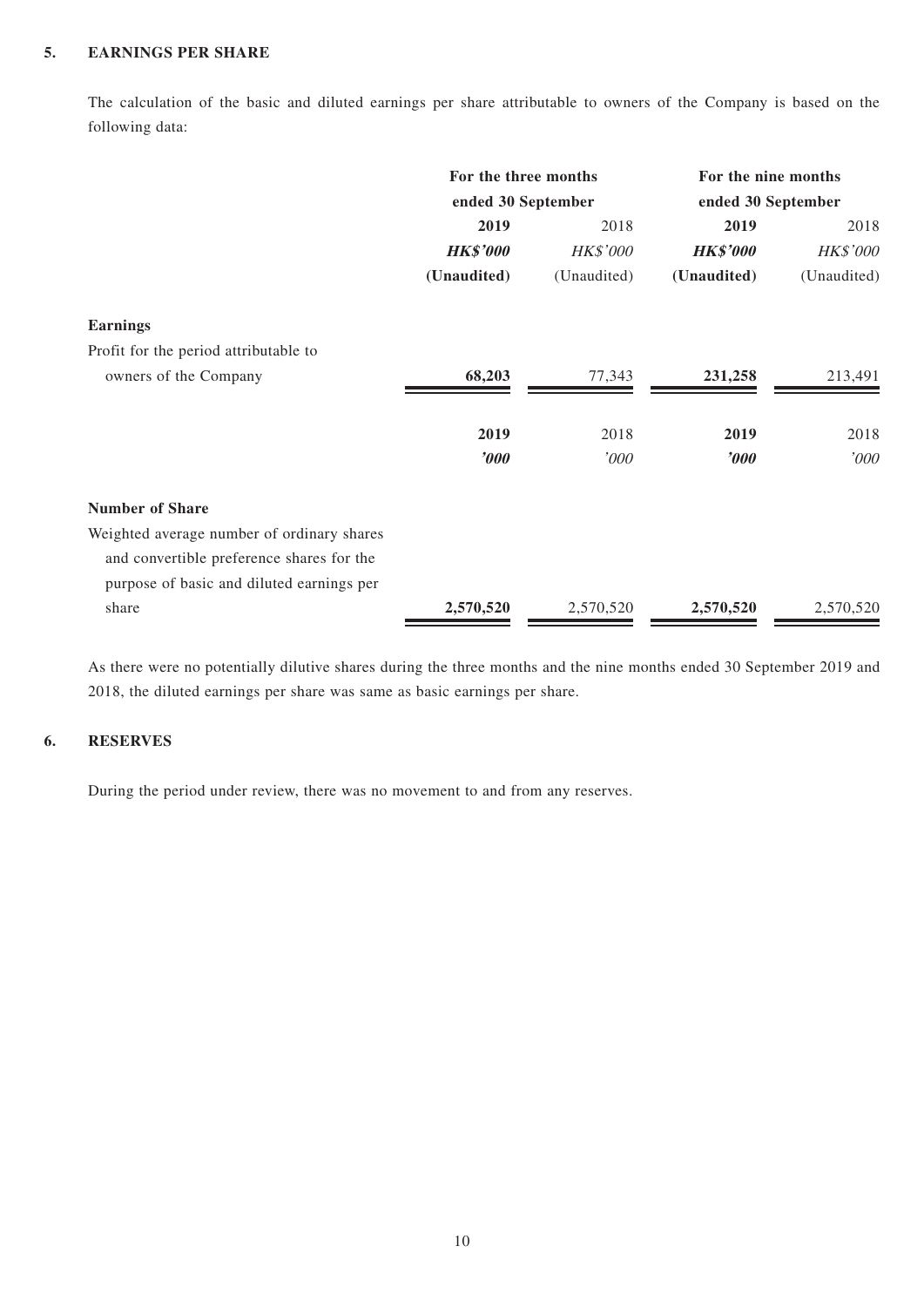## 5. EARNINGS PER SHARE

The calculation of the basic and diluted earnings per share attributable to owners of the Company is based on the following data:

| | For the three months ended 30 September | | For the nine months ended 30 September | |
|---|---|---|---|---|
| | **2019** | 2018 | **2019** | 2018 |
| | ***HK$'000*** | *HK$'000* | ***HK$'000*** | *HK$'000* |
| | **(Unaudited)** | (Unaudited) | **(Unaudited)** | (Unaudited) |
| **Earnings** | | | | |
| Profit for the period attributable to owners of the Company | **68,203** | 77,343 | **231,258** | 213,491 |
| | **2019** | 2018 | **2019** | 2018 |
| | ***'000*** | *'000* | ***'000*** | *'000* |
| **Number of Share** | | | | |
| Weighted average number of ordinary shares and convertible preference shares for the purpose of basic and diluted earnings per share | **2,570,520** | 2,570,520 | **2,570,520** | 2,570,520 |

As there were no potentially dilutive shares during the three months and the nine months ended 30 September 2019 and 2018, the diluted earnings per share was same as basic earnings per share.

## 6. RESERVES

During the period under review, there was no movement to and from any reserves.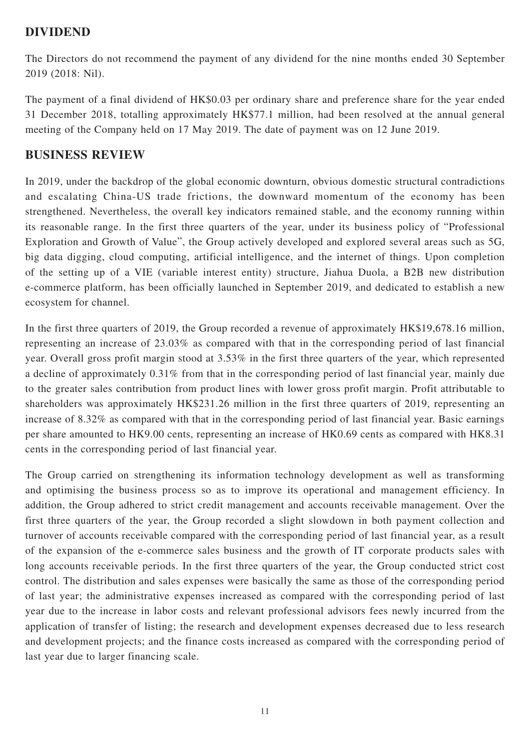## DIVIDEND

The Directors do not recommend the payment of any dividend for the nine months ended 30 September 2019 (2018: Nil).

The payment of a final dividend of HK$0.03 per ordinary share and preference share for the year ended 31 December 2018, totalling approximately HK$77.1 million, had been resolved at the annual general meeting of the Company held on 17 May 2019. The date of payment was on 12 June 2019.

## BUSINESS REVIEW

In 2019, under the backdrop of the global economic downturn, obvious domestic structural contradictions and escalating China-US trade frictions, the downward momentum of the economy has been strengthened. Nevertheless, the overall key indicators remained stable, and the economy running within its reasonable range. In the first three quarters of the year, under its business policy of "Professional Exploration and Growth of Value", the Group actively developed and explored several areas such as 5G, big data digging, cloud computing, artificial intelligence, and the internet of things. Upon completion of the setting up of a VIE (variable interest entity) structure, Jiahua Duola, a B2B new distribution e-commerce platform, has been officially launched in September 2019, and dedicated to establish a new ecosystem for channel.

In the first three quarters of 2019, the Group recorded a revenue of approximately HK$19,678.16 million, representing an increase of 23.03% as compared with that in the corresponding period of last financial year. Overall gross profit margin stood at 3.53% in the first three quarters of the year, which represented a decline of approximately 0.31% from that in the corresponding period of last financial year, mainly due to the greater sales contribution from product lines with lower gross profit margin. Profit attributable to shareholders was approximately HK$231.26 million in the first three quarters of 2019, representing an increase of 8.32% as compared with that in the corresponding period of last financial year. Basic earnings per share amounted to HK9.00 cents, representing an increase of HK0.69 cents as compared with HK8.31 cents in the corresponding period of last financial year.

The Group carried on strengthening its information technology development as well as transforming and optimising the business process so as to improve its operational and management efficiency. In addition, the Group adhered to strict credit management and accounts receivable management. Over the first three quarters of the year, the Group recorded a slight slowdown in both payment collection and turnover of accounts receivable compared with the corresponding period of last financial year, as a result of the expansion of the e-commerce sales business and the growth of IT corporate products sales with long accounts receivable periods. In the first three quarters of the year, the Group conducted strict cost control. The distribution and sales expenses were basically the same as those of the corresponding period of last year; the administrative expenses increased as compared with the corresponding period of last year due to the increase in labor costs and relevant professional advisors fees newly incurred from the application of transfer of listing; the research and development expenses decreased due to less research and development projects; and the finance costs increased as compared with the corresponding period of last year due to larger financing scale.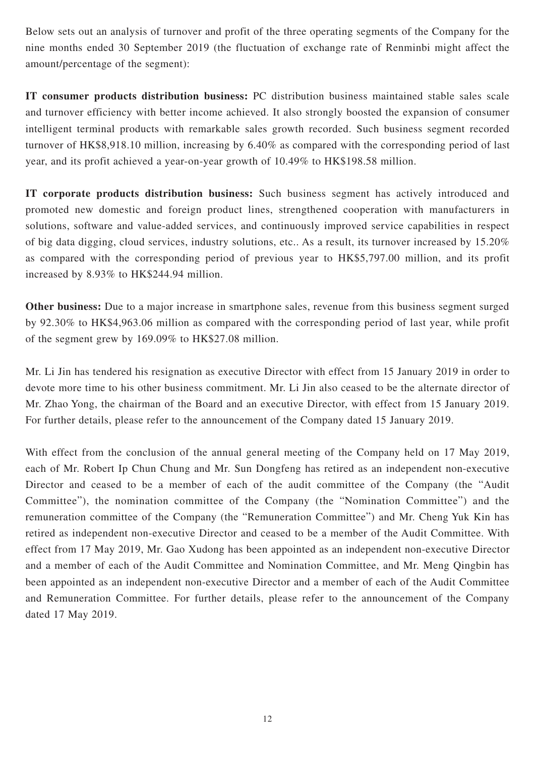Below sets out an analysis of turnover and profit of the three operating segments of the Company for the nine months ended 30 September 2019 (the fluctuation of exchange rate of Renminbi might affect the amount/percentage of the segment):

**IT consumer products distribution business:** PC distribution business maintained stable sales scale and turnover efficiency with better income achieved. It also strongly boosted the expansion of consumer intelligent terminal products with remarkable sales growth recorded. Such business segment recorded turnover of HK$8,918.10 million, increasing by 6.40% as compared with the corresponding period of last year, and its profit achieved a year-on-year growth of 10.49% to HK$198.58 million.

**IT corporate products distribution business:** Such business segment has actively introduced and promoted new domestic and foreign product lines, strengthened cooperation with manufacturers in solutions, software and value-added services, and continuously improved service capabilities in respect of big data digging, cloud services, industry solutions, etc.. As a result, its turnover increased by 15.20% as compared with the corresponding period of previous year to HK$5,797.00 million, and its profit increased by 8.93% to HK$244.94 million.

**Other business:** Due to a major increase in smartphone sales, revenue from this business segment surged by 92.30% to HK$4,963.06 million as compared with the corresponding period of last year, while profit of the segment grew by 169.09% to HK$27.08 million.

Mr. Li Jin has tendered his resignation as executive Director with effect from 15 January 2019 in order to devote more time to his other business commitment. Mr. Li Jin also ceased to be the alternate director of Mr. Zhao Yong, the chairman of the Board and an executive Director, with effect from 15 January 2019. For further details, please refer to the announcement of the Company dated 15 January 2019.

With effect from the conclusion of the annual general meeting of the Company held on 17 May 2019, each of Mr. Robert Ip Chun Chung and Mr. Sun Dongfeng has retired as an independent non-executive Director and ceased to be a member of each of the audit committee of the Company (the "Audit Committee"), the nomination committee of the Company (the "Nomination Committee") and the remuneration committee of the Company (the "Remuneration Committee") and Mr. Cheng Yuk Kin has retired as independent non-executive Director and ceased to be a member of the Audit Committee. With effect from 17 May 2019, Mr. Gao Xudong has been appointed as an independent non-executive Director and a member of each of the Audit Committee and Nomination Committee, and Mr. Meng Qingbin has been appointed as an independent non-executive Director and a member of each of the Audit Committee and Remuneration Committee. For further details, please refer to the announcement of the Company dated 17 May 2019.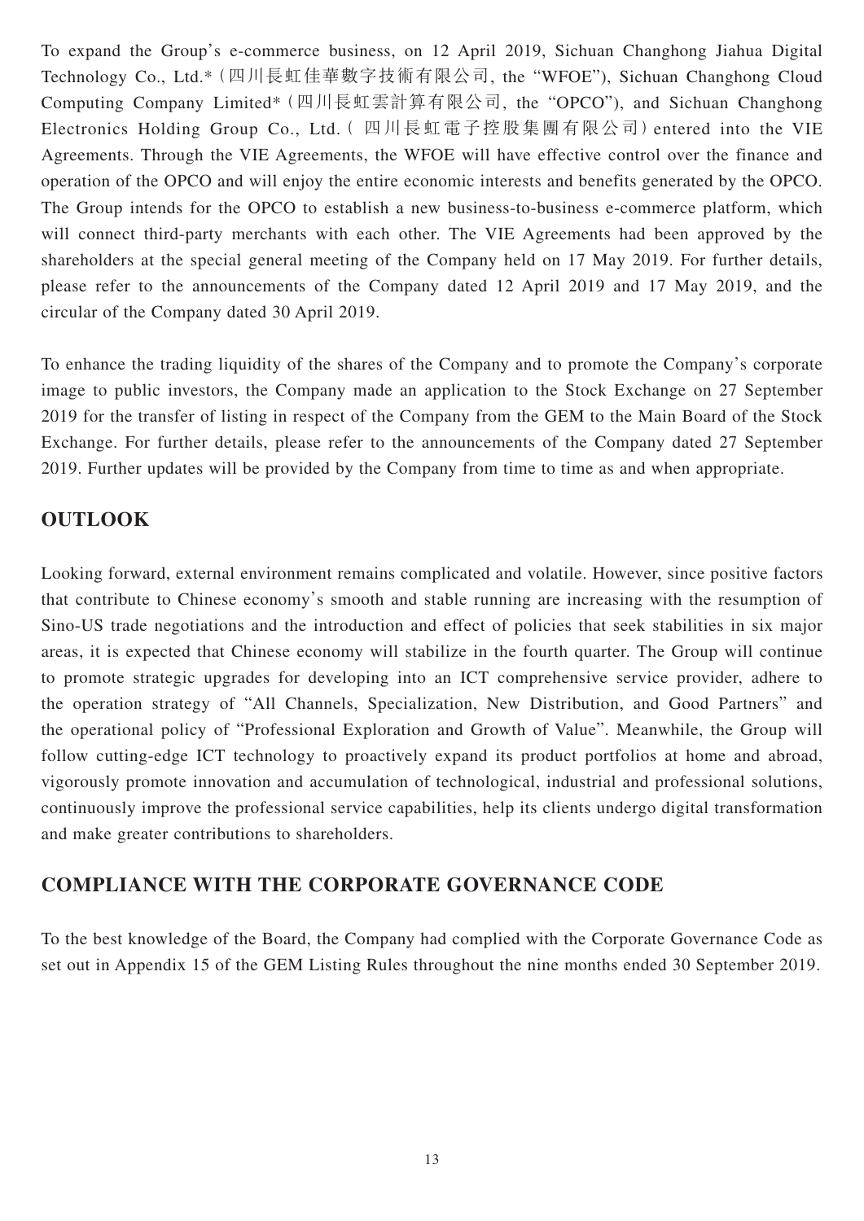To expand the Group's e-commerce business, on 12 April 2019, Sichuan Changhong Jiahua Digital Technology Co., Ltd.* (四川長虹佳華數字技術有限公司, the "WFOE"), Sichuan Changhong Cloud Computing Company Limited* (四川長虹雲計算有限公司, the "OPCO"), and Sichuan Changhong Electronics Holding Group Co., Ltd. (四川長虹電子控股集團有限公司) entered into the VIE Agreements. Through the VIE Agreements, the WFOE will have effective control over the finance and operation of the OPCO and will enjoy the entire economic interests and benefits generated by the OPCO. The Group intends for the OPCO to establish a new business-to-business e-commerce platform, which will connect third-party merchants with each other. The VIE Agreements had been approved by the shareholders at the special general meeting of the Company held on 17 May 2019. For further details, please refer to the announcements of the Company dated 12 April 2019 and 17 May 2019, and the circular of the Company dated 30 April 2019.

To enhance the trading liquidity of the shares of the Company and to promote the Company's corporate image to public investors, the Company made an application to the Stock Exchange on 27 September 2019 for the transfer of listing in respect of the Company from the GEM to the Main Board of the Stock Exchange. For further details, please refer to the announcements of the Company dated 27 September 2019. Further updates will be provided by the Company from time to time as and when appropriate.

## OUTLOOK

Looking forward, external environment remains complicated and volatile. However, since positive factors that contribute to Chinese economy's smooth and stable running are increasing with the resumption of Sino-US trade negotiations and the introduction and effect of policies that seek stabilities in six major areas, it is expected that Chinese economy will stabilize in the fourth quarter. The Group will continue to promote strategic upgrades for developing into an ICT comprehensive service provider, adhere to the operation strategy of "All Channels, Specialization, New Distribution, and Good Partners" and the operational policy of "Professional Exploration and Growth of Value". Meanwhile, the Group will follow cutting-edge ICT technology to proactively expand its product portfolios at home and abroad, vigorously promote innovation and accumulation of technological, industrial and professional solutions, continuously improve the professional service capabilities, help its clients undergo digital transformation and make greater contributions to shareholders.

## COMPLIANCE WITH THE CORPORATE GOVERNANCE CODE

To the best knowledge of the Board, the Company had complied with the Corporate Governance Code as set out in Appendix 15 of the GEM Listing Rules throughout the nine months ended 30 September 2019.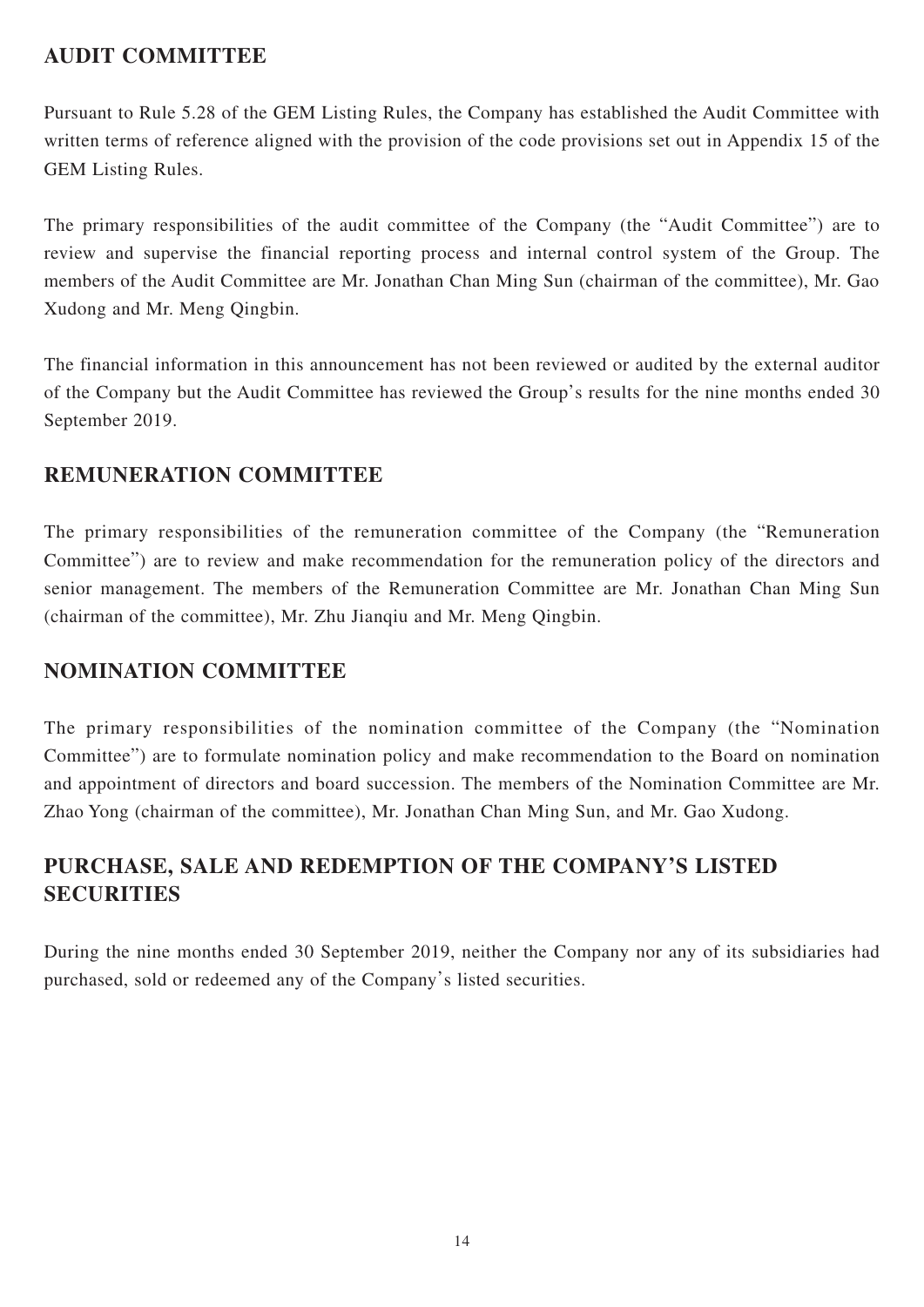## AUDIT COMMITTEE

Pursuant to Rule 5.28 of the GEM Listing Rules, the Company has established the Audit Committee with written terms of reference aligned with the provision of the code provisions set out in Appendix 15 of the GEM Listing Rules.

The primary responsibilities of the audit committee of the Company (the "Audit Committee") are to review and supervise the financial reporting process and internal control system of the Group. The members of the Audit Committee are Mr. Jonathan Chan Ming Sun (chairman of the committee), Mr. Gao Xudong and Mr. Meng Qingbin.

The financial information in this announcement has not been reviewed or audited by the external auditor of the Company but the Audit Committee has reviewed the Group's results for the nine months ended 30 September 2019.

## REMUNERATION COMMITTEE

The primary responsibilities of the remuneration committee of the Company (the "Remuneration Committee") are to review and make recommendation for the remuneration policy of the directors and senior management. The members of the Remuneration Committee are Mr. Jonathan Chan Ming Sun (chairman of the committee), Mr. Zhu Jianqiu and Mr. Meng Qingbin.

## NOMINATION COMMITTEE

The primary responsibilities of the nomination committee of the Company (the "Nomination Committee") are to formulate nomination policy and make recommendation to the Board on nomination and appointment of directors and board succession. The members of the Nomination Committee are Mr. Zhao Yong (chairman of the committee), Mr. Jonathan Chan Ming Sun, and Mr. Gao Xudong.

## PURCHASE, SALE AND REDEMPTION OF THE COMPANY'S LISTED SECURITIES

During the nine months ended 30 September 2019, neither the Company nor any of its subsidiaries had purchased, sold or redeemed any of the Company's listed securities.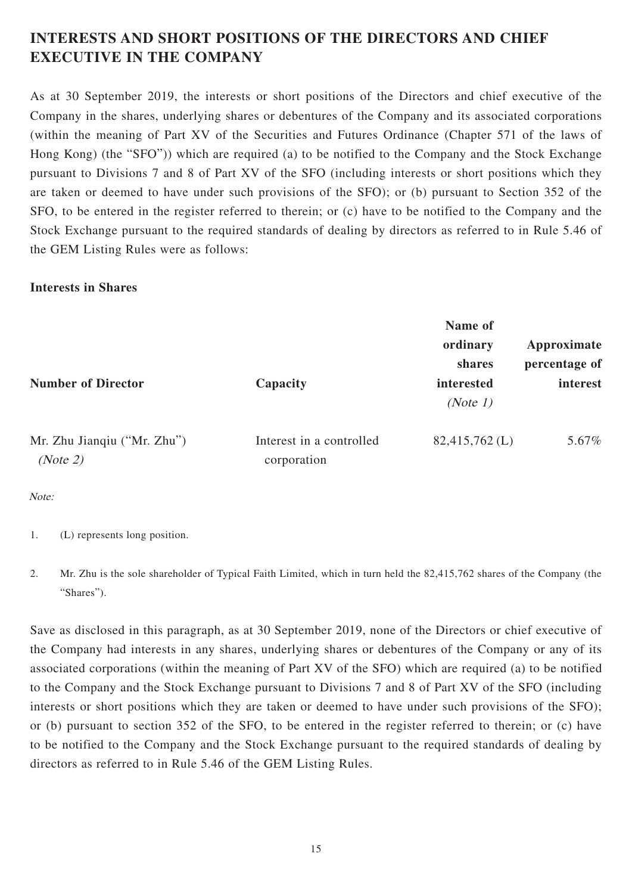## INTERESTS AND SHORT POSITIONS OF THE DIRECTORS AND CHIEF EXECUTIVE IN THE COMPANY

As at 30 September 2019, the interests or short positions of the Directors and chief executive of the Company in the shares, underlying shares or debentures of the Company and its associated corporations (within the meaning of Part XV of the Securities and Futures Ordinance (Chapter 571 of the laws of Hong Kong) (the "SFO")) which are required (a) to be notified to the Company and the Stock Exchange pursuant to Divisions 7 and 8 of Part XV of the SFO (including interests or short positions which they are taken or deemed to have under such provisions of the SFO); or (b) pursuant to Section 352 of the SFO, to be entered in the register referred to therein; or (c) have to be notified to the Company and the Stock Exchange pursuant to the required standards of dealing by directors as referred to in Rule 5.46 of the GEM Listing Rules were as follows:

**Interests in Shares**

| **Number of Director** | **Capacity** | **Name of ordinary shares interested** *(Note 1)* | **Approximate percentage of interest** |
|---|---|---|---|
| Mr. Zhu Jianqiu ("Mr. Zhu") *(Note 2)* | Interest in a controlled corporation | 82,415,762 (L) | 5.67% |

*Note:*

1. (L) represents long position.

2. Mr. Zhu is the sole shareholder of Typical Faith Limited, which in turn held the 82,415,762 shares of the Company (the "Shares").

Save as disclosed in this paragraph, as at 30 September 2019, none of the Directors or chief executive of the Company had interests in any shares, underlying shares or debentures of the Company or any of its associated corporations (within the meaning of Part XV of the SFO) which are required (a) to be notified to the Company and the Stock Exchange pursuant to Divisions 7 and 8 of Part XV of the SFO (including interests or short positions which they are taken or deemed to have under such provisions of the SFO); or (b) pursuant to section 352 of the SFO, to be entered in the register referred to therein; or (c) have to be notified to the Company and the Stock Exchange pursuant to the required standards of dealing by directors as referred to in Rule 5.46 of the GEM Listing Rules.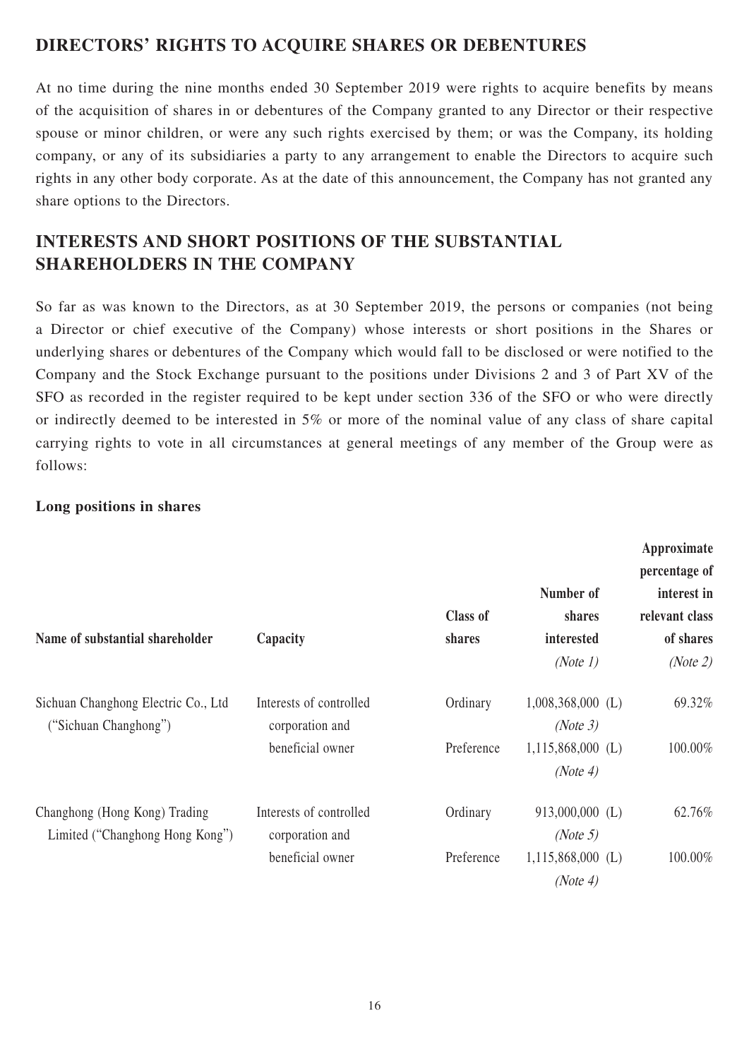## DIRECTORS' RIGHTS TO ACQUIRE SHARES OR DEBENTURES

At no time during the nine months ended 30 September 2019 were rights to acquire benefits by means of the acquisition of shares in or debentures of the Company granted to any Director or their respective spouse or minor children, or were any such rights exercised by them; or was the Company, its holding company, or any of its subsidiaries a party to any arrangement to enable the Directors to acquire such rights in any other body corporate. As at the date of this announcement, the Company has not granted any share options to the Directors.

## INTERESTS AND SHORT POSITIONS OF THE SUBSTANTIAL SHAREHOLDERS IN THE COMPANY

So far as was known to the Directors, as at 30 September 2019, the persons or companies (not being a Director or chief executive of the Company) whose interests or short positions in the Shares or underlying shares or debentures of the Company which would fall to be disclosed or were notified to the Company and the Stock Exchange pursuant to the positions under Divisions 2 and 3 of Part XV of the SFO as recorded in the register required to be kept under section 336 of the SFO or who were directly or indirectly deemed to be interested in 5% or more of the nominal value of any class of share capital carrying rights to vote in all circumstances at general meetings of any member of the Group were as follows:

**Long positions in shares**

| Name of substantial shareholder | Capacity | Class of shares | Number of shares interested *(Note 1)* | Approximate percentage of interest in relevant class of shares *(Note 2)* |
|---|---|---|---|---|
| Sichuan Changhong Electric Co., Ltd ("Sichuan Changhong") | Interests of controlled corporation and beneficial owner | Ordinary | 1,008,368,000 (L) *(Note 3)* | 69.32% |
| | | Preference | 1,115,868,000 (L) *(Note 4)* | 100.00% |
| Changhong (Hong Kong) Trading Limited ("Changhong Hong Kong") | Interests of controlled corporation and beneficial owner | Ordinary | 913,000,000 (L) *(Note 5)* | 62.76% |
| | | Preference | 1,115,868,000 (L) *(Note 4)* | 100.00% |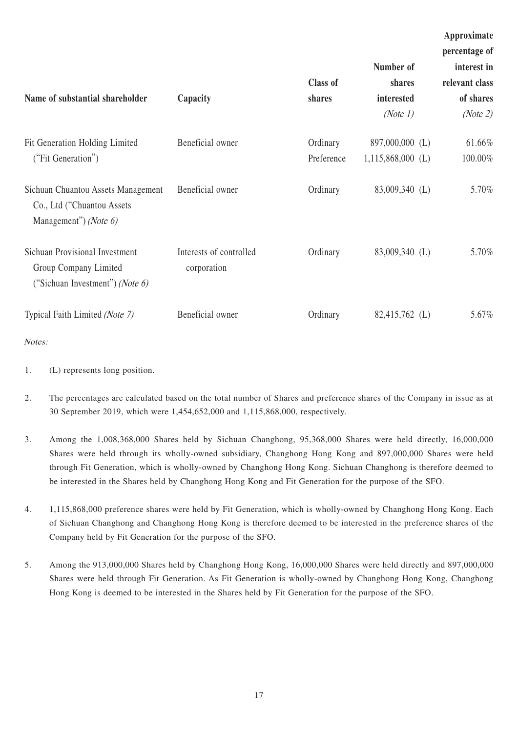| Name of substantial shareholder | Capacity | Class of shares | Number of shares interested *(Note 1)* | Approximate percentage of interest in relevant class of shares *(Note 2)* |
|---|---|---|---|---|
| Fit Generation Holding Limited ("Fit Generation") | Beneficial owner | Ordinary | 897,000,000 (L) | 61.66% |
| | | Preference | 1,115,868,000 (L) | 100.00% |
| Sichuan Chuantou Assets Management Co., Ltd ("Chuantou Assets Management") *(Note 6)* | Beneficial owner | Ordinary | 83,009,340 (L) | 5.70% |
| Sichuan Provisional Investment Group Company Limited ("Sichuan Investment") *(Note 6)* | Interests of controlled corporation | Ordinary | 83,009,340 (L) | 5.70% |
| Typical Faith Limited *(Note 7)* | Beneficial owner | Ordinary | 82,415,762 (L) | 5.67% |

*Notes:*

1. (L) represents long position.

2. The percentages are calculated based on the total number of Shares and preference shares of the Company in issue as at 30 September 2019, which were 1,454,652,000 and 1,115,868,000, respectively.

3. Among the 1,008,368,000 Shares held by Sichuan Changhong, 95,368,000 Shares were held directly, 16,000,000 Shares were held through its wholly-owned subsidiary, Changhong Hong Kong and 897,000,000 Shares were held through Fit Generation, which is wholly-owned by Changhong Hong Kong. Sichuan Changhong is therefore deemed to be interested in the Shares held by Changhong Hong Kong and Fit Generation for the purpose of the SFO.

4. 1,115,868,000 preference shares were held by Fit Generation, which is wholly-owned by Changhong Hong Kong. Each of Sichuan Changhong and Changhong Hong Kong is therefore deemed to be interested in the preference shares of the Company held by Fit Generation for the purpose of the SFO.

5. Among the 913,000,000 Shares held by Changhong Hong Kong, 16,000,000 Shares were held directly and 897,000,000 Shares were held through Fit Generation. As Fit Generation is wholly-owned by Changhong Hong Kong, Changhong Hong Kong is deemed to be interested in the Shares held by Fit Generation for the purpose of the SFO.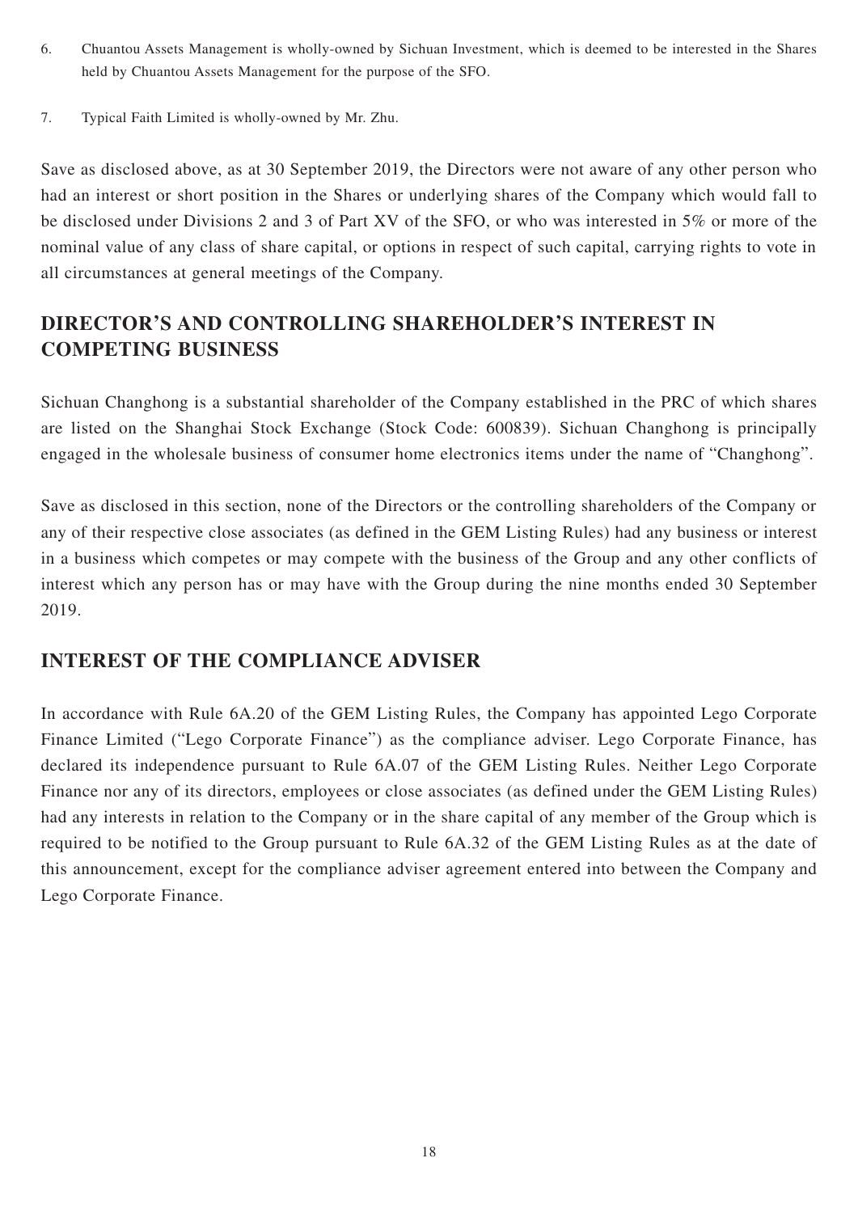6. Chuantou Assets Management is wholly-owned by Sichuan Investment, which is deemed to be interested in the Shares held by Chuantou Assets Management for the purpose of the SFO.

7. Typical Faith Limited is wholly-owned by Mr. Zhu.

Save as disclosed above, as at 30 September 2019, the Directors were not aware of any other person who had an interest or short position in the Shares or underlying shares of the Company which would fall to be disclosed under Divisions 2 and 3 of Part XV of the SFO, or who was interested in 5% or more of the nominal value of any class of share capital, or options in respect of such capital, carrying rights to vote in all circumstances at general meetings of the Company.

## DIRECTOR'S AND CONTROLLING SHAREHOLDER'S INTEREST IN COMPETING BUSINESS

Sichuan Changhong is a substantial shareholder of the Company established in the PRC of which shares are listed on the Shanghai Stock Exchange (Stock Code: 600839). Sichuan Changhong is principally engaged in the wholesale business of consumer home electronics items under the name of "Changhong".

Save as disclosed in this section, none of the Directors or the controlling shareholders of the Company or any of their respective close associates (as defined in the GEM Listing Rules) had any business or interest in a business which competes or may compete with the business of the Group and any other conflicts of interest which any person has or may have with the Group during the nine months ended 30 September 2019.

## INTEREST OF THE COMPLIANCE ADVISER

In accordance with Rule 6A.20 of the GEM Listing Rules, the Company has appointed Lego Corporate Finance Limited ("Lego Corporate Finance") as the compliance adviser. Lego Corporate Finance, has declared its independence pursuant to Rule 6A.07 of the GEM Listing Rules. Neither Lego Corporate Finance nor any of its directors, employees or close associates (as defined under the GEM Listing Rules) had any interests in relation to the Company or in the share capital of any member of the Group which is required to be notified to the Group pursuant to Rule 6A.32 of the GEM Listing Rules as at the date of this announcement, except for the compliance adviser agreement entered into between the Company and Lego Corporate Finance.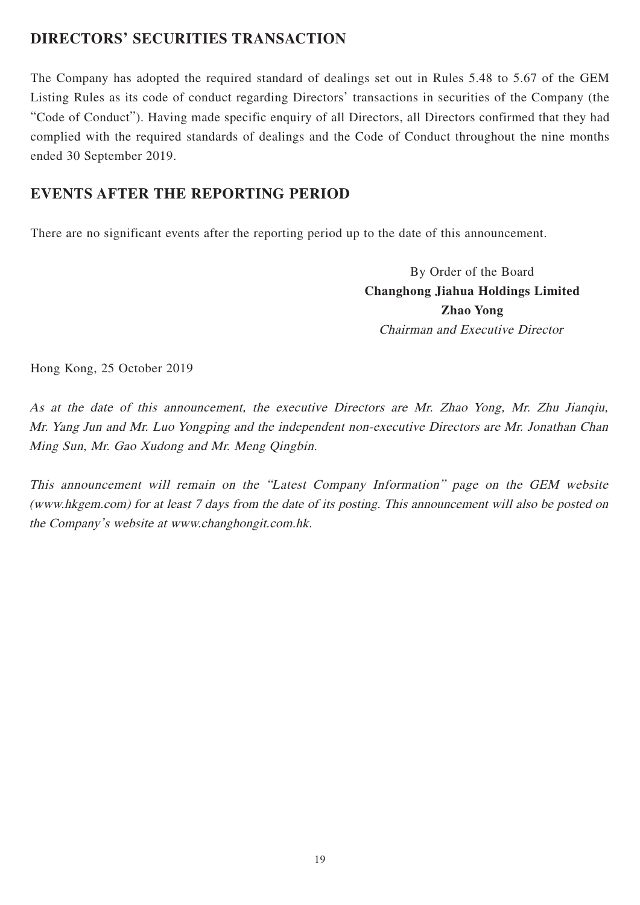## DIRECTORS' SECURITIES TRANSACTION

The Company has adopted the required standard of dealings set out in Rules 5.48 to 5.67 of the GEM Listing Rules as its code of conduct regarding Directors' transactions in securities of the Company (the "Code of Conduct"). Having made specific enquiry of all Directors, all Directors confirmed that they had complied with the required standards of dealings and the Code of Conduct throughout the nine months ended 30 September 2019.

## EVENTS AFTER THE REPORTING PERIOD

There are no significant events after the reporting period up to the date of this announcement.

By Order of the Board
**Changhong Jiahua Holdings Limited**
**Zhao Yong**
*Chairman and Executive Director*

Hong Kong, 25 October 2019

*As at the date of this announcement, the executive Directors are Mr. Zhao Yong, Mr. Zhu Jianqiu, Mr. Yang Jun and Mr. Luo Yongping and the independent non-executive Directors are Mr. Jonathan Chan Ming Sun, Mr. Gao Xudong and Mr. Meng Qingbin.*

*This announcement will remain on the "Latest Company Information" page on the GEM website (www.hkgem.com) for at least 7 days from the date of its posting. This announcement will also be posted on the Company's website at www.changhongit.com.hk.*